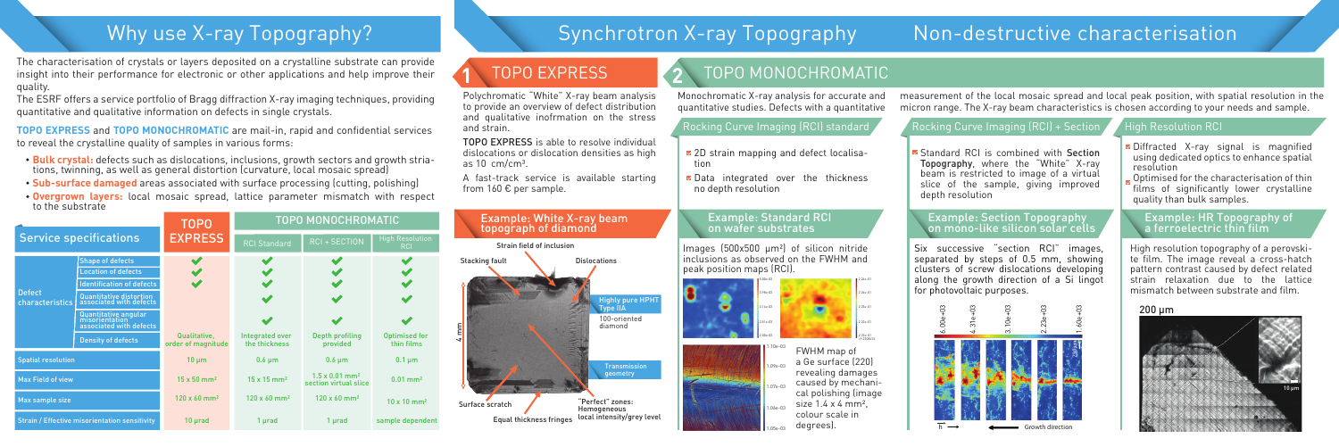# Why use X-ray Topography?

The characterisation of crystals or layers deposited on a crystalline substrate can provide insight into their performance for electronic or other applications and help improve their quality.

The ESRF offers a service portfolio of Bragg diffraction X-ray imaging techniques, providing quantitative and qualitative information on defects in single crystals.

**TOPO EXPRESS** and **TOPO MONOCHROMATIC** are mail-in, rapid and confidential services to reveal the crystalline quality of samples in various forms:

- **Bulk crystal:** defects such as dislocations, inclusions, growth sectors and growth striations, twinning, as well as general distortion (curvature, local mosaic spread)
- **Sub-surface damaged** areas associated with surface processing (cutting, polishing)
- **Overgrown layers:** local mosaic spread, lattice parameter mismatch with respect to the substrate

| Service specifications | | TOPO EXPRESS | TOPO MONOCHROMATIC | | |
|---|---|---|---|---|---|
| | | | RCI Standard | RCI + SECTION | High Resolution RCI |
| Defect characteristics | Shape of defects | ✔ | ✔ | ✔ | ✔ |
| | Location of defects | ✔ | ✔ | ✔ | ✔ |
| | Identification of defects | ✔ | ✔ | ✔ | ✔ |
| | Quantitative distortion associated with defects | | ✔ | ✔ | ✔ |
| | Quantitative angular misorientation associated with defects | | ✔ | ✔ | ✔ |
| | Density of defects | Qualitative, order of magnitude | Integrated over the thickness | Depth profiling provided | Optimised for thin films |
| Spatial resolution | | 10 µm | 0.6 µm | 0.6 µm | 0.1 µm |
| Max Field of view | | 15 x 50 mm² | 15 x 15 mm² | 1.5 x 0.01 mm² section virtual slice | 0.01 mm² |
| Max sample size | | 120 x 60 mm² | 120 x 60 mm² | 120 x 60 mm² | 10 x 10 mm² |
| Strain / Effective misorientation sensitivity | | 10 µrad | 1 µrad | 1 µrad | sample dependent |

# Synchrotron X-ray Topography — Non-destructive characterisation

## 1 TOPO EXPRESS

Polychromatic "White" X-ray beam analysis to provide an overview of defect distribution and qualitative inofrmation on the stress and strain.

TOPO EXPRESS is able to resolve individual dislocations or dislocation densities as high as 10 cm/cm³.

A fast-track service is available starting from 160 € per sample.

### Example: White X-ray beam topograph of diamond

Strain field of inclusion; Stacking fault; Dislocations; Highly pure HPHT Type IIA; 100-oriented diamond; Transmission geometry; Surface scratch; Equal thickness fringes; "Perfect" zones: Homogeneous local intensity/grey level; 4 mm

## 2 TOPO MONOCHROMATIC

Monochromatic X-ray analysis for accurate and quantitative studies. Defects with a quantitative measurement of the local mosaic spread and local peak position, with spatial resolution in the micron range. The X-ray beam characteristics is chosen according to your needs and sample.

### Rocking Curve Imaging (RCI) standard

- 2D strain mapping and defect localisation
- Data integrated over the thickness no depth resolution

#### Example: Standard RCI on wafer substrates

Images (500x500 µm²) of silicon nitride inclusions as observed on the FWHM and peak position maps (RCI).

FWHM map of a Ge surface (220) revealing damages caused by mechanical polishing (image size 1.4 x 4 mm², colour scale in degrees).

### Rocking Curve Imaging (RCI) + Section

- Standard RCI is combined with **Section Topography**, where the "White" X-ray beam is restricted to image of a virtual slice of the sample, giving improved depth resolution

#### Example: Section Topography on mono-like silicon solar cells

Six successive "section RCI" images, separated by steps of 0.5 mm, showing clusters of screw dislocations developing along the growth direction of a Si lingot for photovoltaic purposes.

### High Resolution RCI

- Diffracted X-ray signal is magnified using dedicated optics to enhance spatial resolution
- Optimised for the characterisation of thin films of significantly lower crystalline quality than bulk samples.

#### Example: HR Topography of a ferroelectric thin film

High resolution topography of a perovskite film. The image reveal a cross-hatch pattern contrast caused by defect related strain relaxation due to the lattice mismatch between substrate and film.

200 µm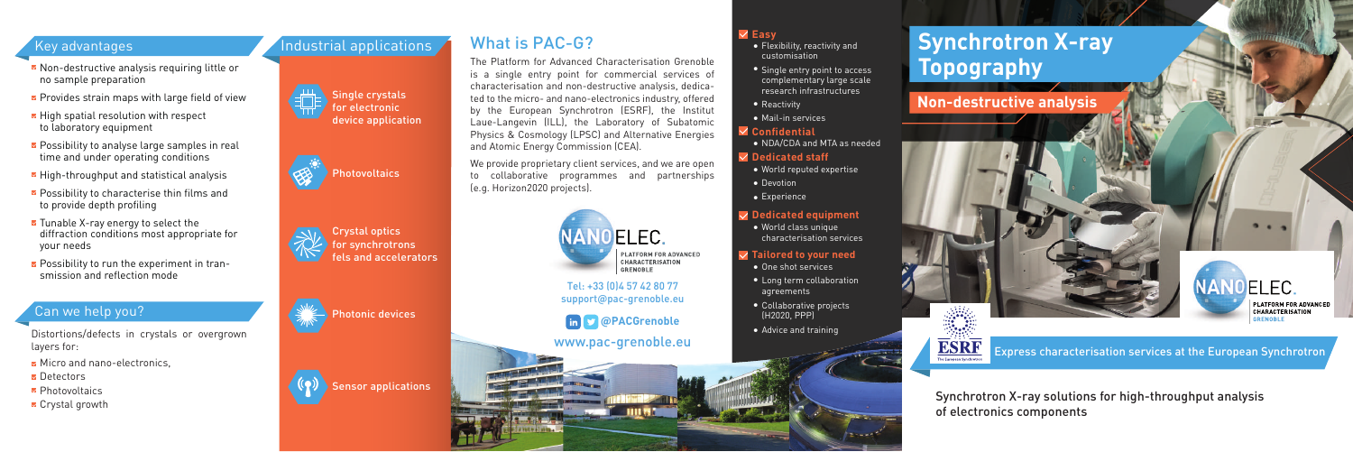## Key advantages

- Non-destructive analysis requiring little or no sample preparation
- Provides strain maps with large field of view
- High spatial resolution with respect to laboratory equipment
- Possibility to analyse large samples in real time and under operating conditions
- High-throughput and statistical analysis
- Possibility to characterise thin films and to provide depth profiling
- Tunable X-ray energy to select the diffraction conditions most appropriate for your needs
- Possibility to run the experiment in transmission and reflection mode

## Can we help you?

Distortions/defects in crystals or overgrown layers for:

- Micro and nano-electronics,
- Detectors
- Photovoltaics
- Crystal growth

## Industrial applications

- Single crystals for electronic device application
- Photovoltaics
- Crystal optics for synchrotrons fels and accelerators
- Photonic devices
- Sensor applications

## What is PAC-G?

The Platform for Advanced Characterisation Grenoble is a single entry point for commercial services of characterisation and non-destructive analysis, dedicated to the micro- and nano-electronics industry, offered by the European Synchrotron (ESRF), the Institut Laue-Langevin (ILL), the Laboratory of Subatomic Physics & Cosmology (LPSC) and Alternative Energies and Atomic Energy Commission (CEA).

We provide proprietary client services, and we are open to collaborative programmes and partnerships (e.g. Horizon2020 projects).

NANOELEC. PLATFORM FOR ADVANCED CHARACTERISATION GRENOBLE

Tel: +33 (0)4 57 42 80 77
support@pac-grenoble.eu

@PACGrenoble

www.pac-grenoble.eu

**Easy**
- Flexibility, reactivity and customisation
- Single entry point to access complementary large scale research infrastructures
- Reactivity
- Mail-in services

**Confidential**
- NDA/CDA and MTA as needed

**Dedicated staff**
- World reputed expertise
- Devotion
- Experience

**Dedicated equipment**
- World class unique characterisation services

**Tailored to your need**
- One shot services
- Long term collaboration agreements
- Collaborative projects (H2020, PPP)
- Advice and training

# Synchrotron X-ray Topography

## Non-destructive analysis

NANOELEC. PLATFORM FOR ADVANCED CHARACTERISATION GRENOBLE

ESRF The European Synchrotron

Express characterisation services at the European Synchrotron

Synchrotron X-ray solutions for high-throughput analysis of electronics components